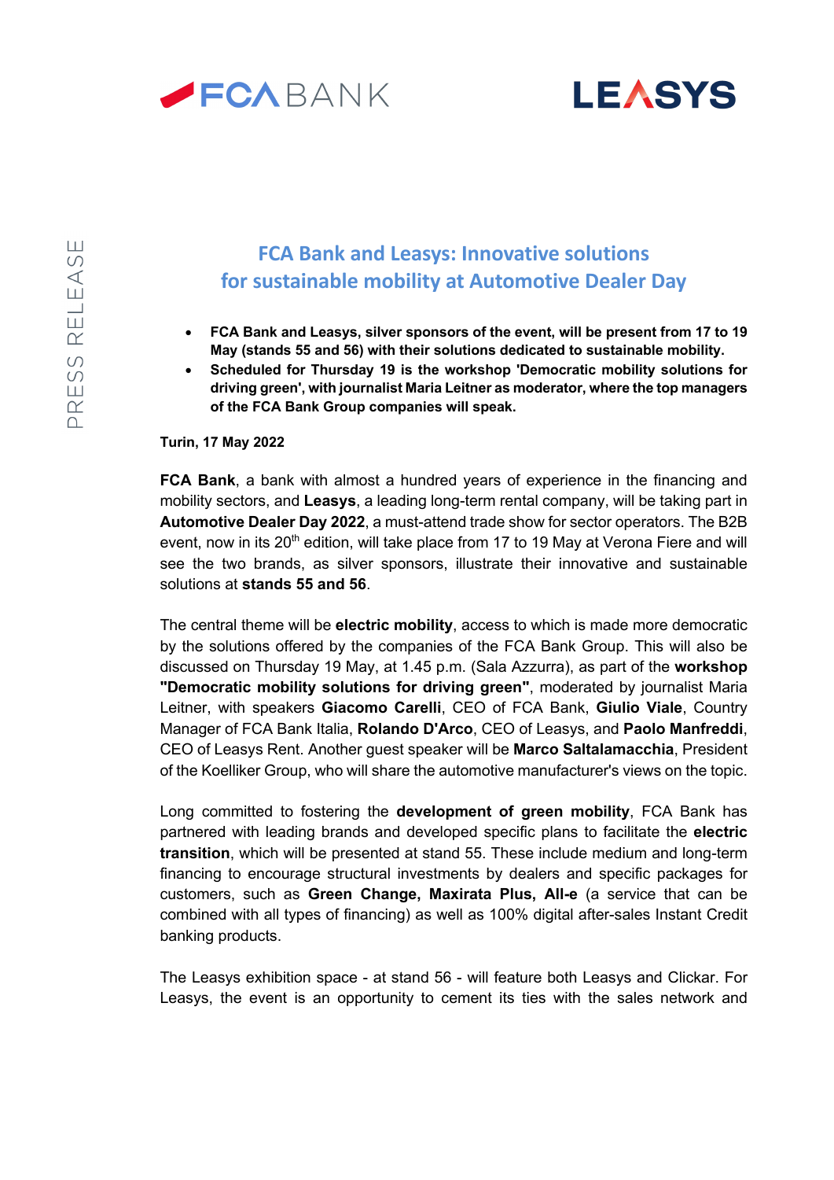# FCA Bank and Leasys: Innovative solutions for sustainable mobility at Automotive Dealer Day

- **FCA Bank and Leasys, silver sponsors of the event, will be present from 17 to 19 May (stands 55 and 56) with their solutions dedicated to sustainable mobility.**
- **Scheduled for Thursday 19 is the workshop 'Democratic mobility solutions for driving green', with journalist Maria Leitner as moderator, where the top managers of the FCA Bank Group companies will speak.**

**Turin, 17 May 2022**

**FCA Bank**, a bank with almost a hundred years of experience in the financing and mobility sectors, and **Leasys**, a leading long-term rental company, will be taking part in **Automotive Dealer Day 2022**, a must-attend trade show for sector operators. The B2B event, now in its 20th edition, will take place from 17 to 19 May at Verona Fiere and will see the two brands, as silver sponsors, illustrate their innovative and sustainable solutions at **stands 55 and 56**.

The central theme will be **electric mobility**, access to which is made more democratic by the solutions offered by the companies of the FCA Bank Group. This will also be discussed on Thursday 19 May, at 1.45 p.m. (Sala Azzurra), as part of the **workshop "Democratic mobility solutions for driving green"**, moderated by journalist Maria Leitner, with speakers **Giacomo Carelli**, CEO of FCA Bank, **Giulio Viale**, Country Manager of FCA Bank Italia, **Rolando D'Arco**, CEO of Leasys, and **Paolo Manfreddi**, CEO of Leasys Rent. Another guest speaker will be **Marco Saltalamacchia**, President of the Koelliker Group, who will share the automotive manufacturer's views on the topic.

Long committed to fostering the **development of green mobility**, FCA Bank has partnered with leading brands and developed specific plans to facilitate the **electric transition**, which will be presented at stand 55. These include medium and long-term financing to encourage structural investments by dealers and specific packages for customers, such as **Green Change, Maxirata Plus, All-e** (a service that can be combined with all types of financing) as well as 100% digital after-sales Instant Credit banking products.

The Leasys exhibition space - at stand 56 - will feature both Leasys and Clickar. For Leasys, the event is an opportunity to cement its ties with the sales network and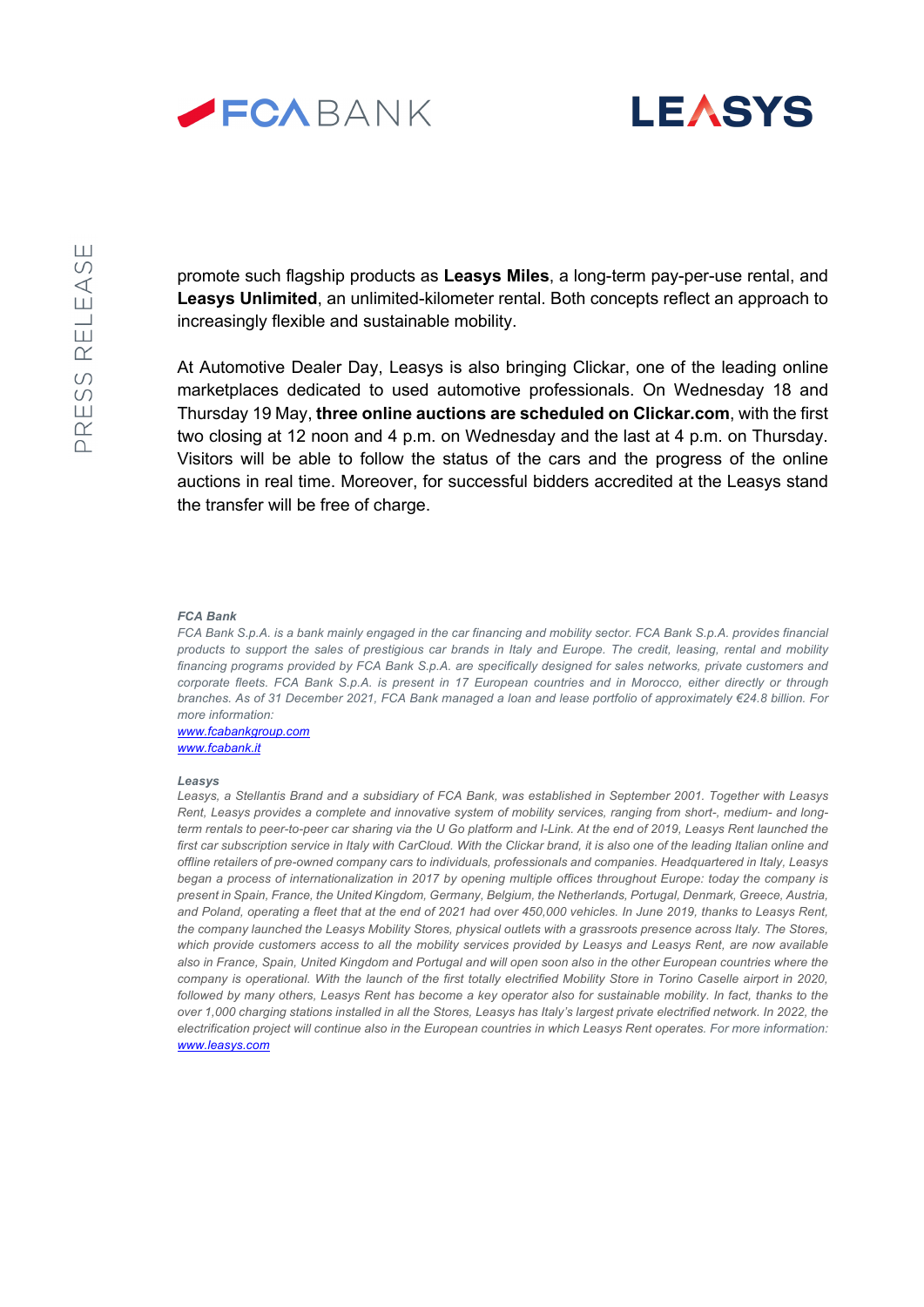promote such flagship products as **Leasys Miles**, a long-term pay-per-use rental, and **Leasys Unlimited**, an unlimited-kilometer rental. Both concepts reflect an approach to increasingly flexible and sustainable mobility.

At Automotive Dealer Day, Leasys is also bringing Clickar, one of the leading online marketplaces dedicated to used automotive professionals. On Wednesday 18 and Thursday 19 May, **three online auctions are scheduled on Clickar.com**, with the first two closing at 12 noon and 4 p.m. on Wednesday and the last at 4 p.m. on Thursday. Visitors will be able to follow the status of the cars and the progress of the online auctions in real time. Moreover, for successful bidders accredited at the Leasys stand the transfer will be free of charge.

***FCA Bank***

*FCA Bank S.p.A. is a bank mainly engaged in the car financing and mobility sector. FCA Bank S.p.A. provides financial products to support the sales of prestigious car brands in Italy and Europe. The credit, leasing, rental and mobility financing programs provided by FCA Bank S.p.A. are specifically designed for sales networks, private customers and corporate fleets. FCA Bank S.p.A. is present in 17 European countries and in Morocco, either directly or through branches. As of 31 December 2021, FCA Bank managed a loan and lease portfolio of approximately €24.8 billion. For more information:*
*www.fcabankgroup.com*
*www.fcabank.it*

***Leasys***

*Leasys, a Stellantis Brand and a subsidiary of FCA Bank, was established in September 2001. Together with Leasys Rent, Leasys provides a complete and innovative system of mobility services, ranging from short-, medium- and long-term rentals to peer-to-peer car sharing via the U Go platform and I-Link. At the end of 2019, Leasys Rent launched the first car subscription service in Italy with CarCloud. With the Clickar brand, it is also one of the leading Italian online and offline retailers of pre-owned company cars to individuals, professionals and companies. Headquartered in Italy, Leasys began a process of internationalization in 2017 by opening multiple offices throughout Europe: today the company is present in Spain, France, the United Kingdom, Germany, Belgium, the Netherlands, Portugal, Denmark, Greece, Austria, and Poland, operating a fleet that at the end of 2021 had over 450,000 vehicles. In June 2019, thanks to Leasys Rent, the company launched the Leasys Mobility Stores, physical outlets with a grassroots presence across Italy. The Stores, which provide customers access to all the mobility services provided by Leasys and Leasys Rent, are now available also in France, Spain, United Kingdom and Portugal and will open soon also in the other European countries where the company is operational. With the launch of the first totally electrified Mobility Store in Torino Caselle airport in 2020, followed by many others, Leasys Rent has become a key operator also for sustainable mobility. In fact, thanks to the over 1,000 charging stations installed in all the Stores, Leasys has Italy's largest private electrified network. In 2022, the electrification project will continue also in the European countries in which Leasys Rent operates. For more information: www.leasys.com*